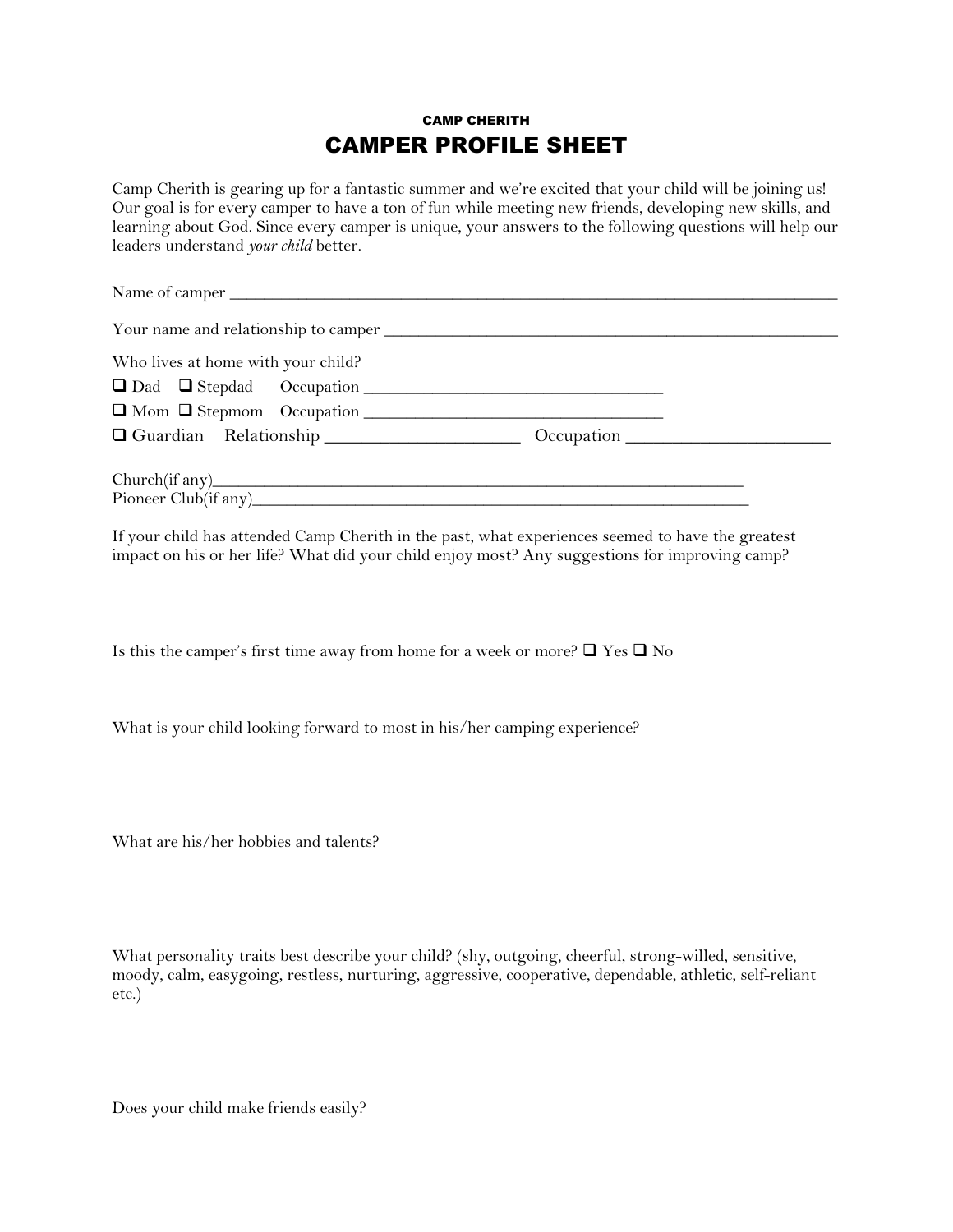**CAMP CHERITH**

# CAMPER PROFILE SHEET

Camp Cherith is gearing up for a fantastic summer and we're excited that your child will be joining us! Our goal is for every camper to have a ton of fun while meeting new friends, developing new skills, and learning about God. Since every camper is unique, your answers to the following questions will help our leaders understand *your child* better.

Name of camper ___________________________________________________________________

Your name and relationship to camper _____________________________________________

Who lives at home with your child?

❑ Dad ❑ Stepdad Occupation _________________________________

❑ Mom ❑ Stepmom Occupation _________________________________

❑ Guardian Relationship ____________________ Occupation _____________________

Church(if any)___________________________________________________________

Pioneer Club(if any)_______________________________________________________

If your child has attended Camp Cherith in the past, what experiences seemed to have the greatest impact on his or her life? What did your child enjoy most? Any suggestions for improving camp?

Is this the camper's first time away from home for a week or more? ❑ Yes ❑ No

What is your child looking forward to most in his/her camping experience?

What are his/her hobbies and talents?

What personality traits best describe your child? (shy, outgoing, cheerful, strong-willed, sensitive, moody, calm, easygoing, restless, nurturing, aggressive, cooperative, dependable, athletic, self-reliant etc.)

Does your child make friends easily?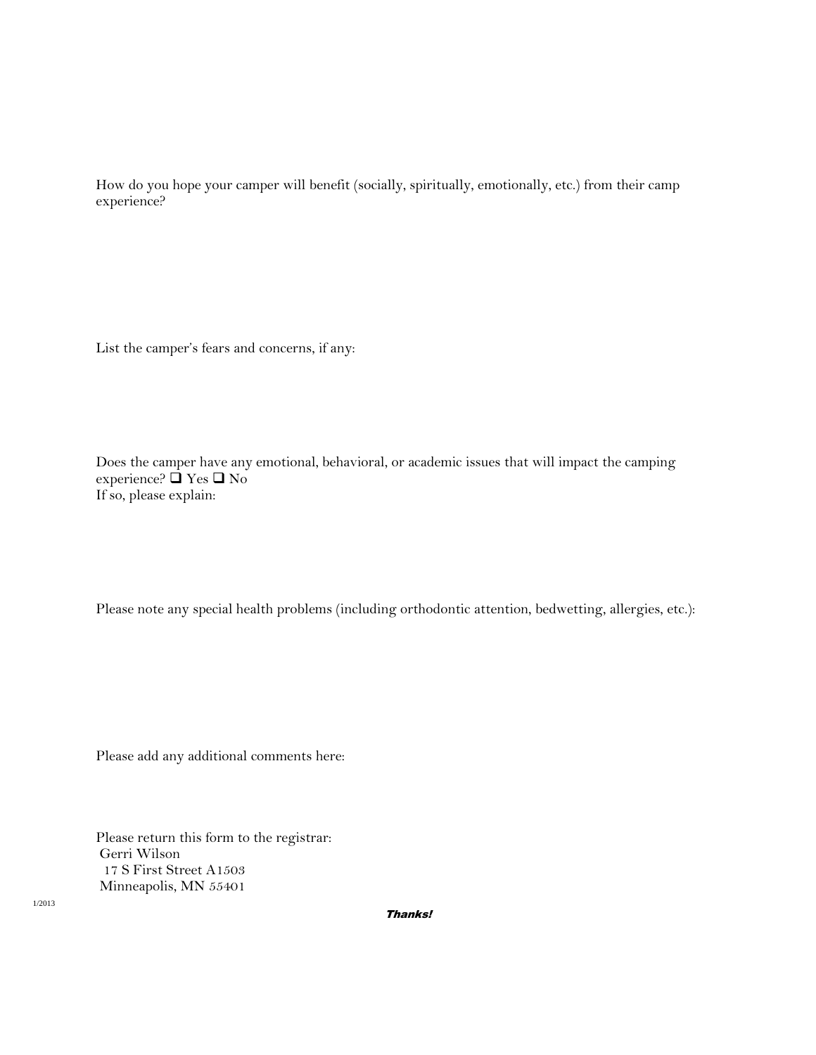How do you hope your camper will benefit (socially, spiritually, emotionally, etc.) from their camp experience?

List the camper's fears and concerns, if any:

Does the camper have any emotional, behavioral, or academic issues that will impact the camping experience? ❑ Yes ❑ No
If so, please explain:

Please note any special health problems (including orthodontic attention, bedwetting, allergies, etc.):

Please add any additional comments here:

Please return this form to the registrar:
Gerri Wilson
17 S First Street A1503
Minneapolis, MN 55401

1/2013

***Thanks!***